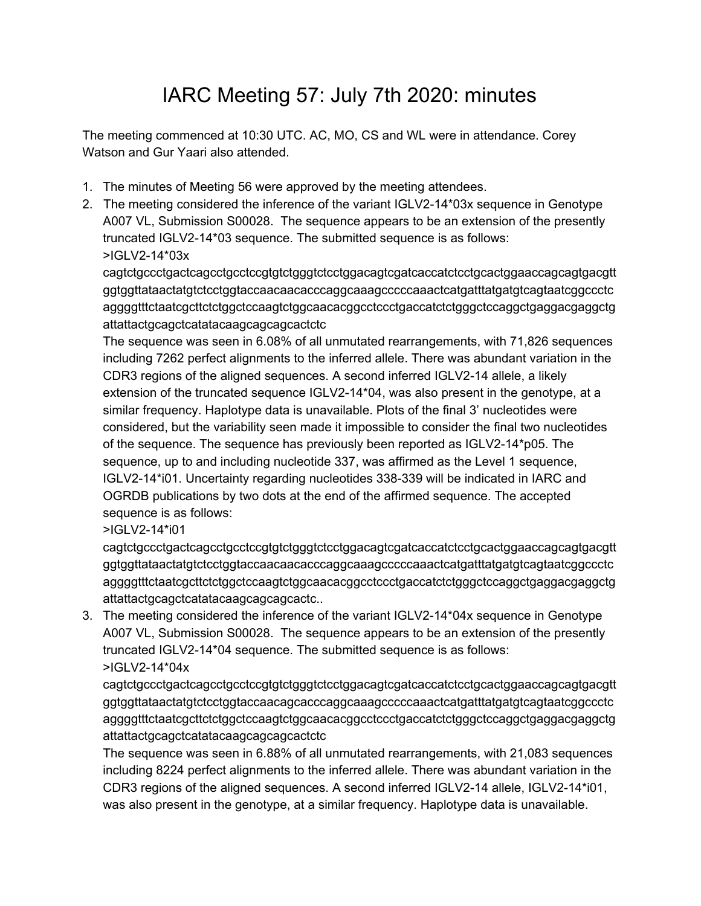# IARC Meeting 57: July 7th 2020: minutes

The meeting commenced at 10:30 UTC. AC, MO, CS and WL were in attendance. Corey Watson and Gur Yaari also attended.

1. The minutes of Meeting 56 were approved by the meeting attendees.
2. The meeting considered the inference of the variant IGLV2-14*03x sequence in Genotype A007 VL, Submission S00028. The sequence appears to be an extension of the presently truncated IGLV2-14*03 sequence. The submitted sequence is as follows:
   >IGLV2-14*03x
   cagtctgccctgactcagcctgcctccgtgtctgggtctcctggacagtcgatcaccatctcctgcactggaaccagcagtgacgtt ggtggttataactatgtctcctggtaccaacaacacccaggcaaagcccccaaactcatgatttatgatgtcagtaatcggccctc aggggtttctaatcgcttctctggctccaagtctggcaacacggcctccctgaccatctctgggctccaggctgaggacgaggctg attattactgcagctcatatacaagcagcagcactctc
   The sequence was seen in 6.08% of all unmutated rearrangements, with 71,826 sequences including 7262 perfect alignments to the inferred allele. There was abundant variation in the CDR3 regions of the aligned sequences. A second inferred IGLV2-14 allele, a likely extension of the truncated sequence IGLV2-14*04, was also present in the genotype, at a similar frequency. Haplotype data is unavailable. Plots of the final 3' nucleotides were considered, but the variability seen made it impossible to consider the final two nucleotides of the sequence. The sequence has previously been reported as IGLV2-14*p05. The sequence, up to and including nucleotide 337, was affirmed as the Level 1 sequence, IGLV2-14*i01. Uncertainty regarding nucleotides 338-339 will be indicated in IARC and OGRDB publications by two dots at the end of the affirmed sequence. The accepted sequence is as follows:
   >IGLV2-14*i01
   cagtctgccctgactcagcctgcctccgtgtctgggtctcctggacagtcgatcaccatctcctgcactggaaccagcagtgacgtt ggtggttataactatgtctcctggtaccaacaacacccaggcaaagcccccaaactcatgatttatgatgtcagtaatcggccctc aggggtttctaatcgcttctctggctccaagtctggcaacacggcctccctgaccatctctgggctccaggctgaggacgaggctg attattactgcagctcatatacaagcagcagcactc..
3. The meeting considered the inference of the variant IGLV2-14*04x sequence in Genotype A007 VL, Submission S00028. The sequence appears to be an extension of the presently truncated IGLV2-14*04 sequence. The submitted sequence is as follows:
   >IGLV2-14*04x
   cagtctgccctgactcagcctgcctccgtgtctgggtctcctggacagtcgatcaccatctcctgcactggaaccagcagtgacgtt ggtggttataactatgtctcctggtaccaacagcacccaggcaaagcccccaaactcatgatttatgatgtcagtaatcggccctc aggggtttctaatcgcttctctggctccaagtctggcaacacggcctccctgaccatctctgggctccaggctgaggacgaggctg attattactgcagctcatatacaagcagcagcactctc
   The sequence was seen in 6.88% of all unmutated rearrangements, with 21,083 sequences including 8224 perfect alignments to the inferred allele. There was abundant variation in the CDR3 regions of the aligned sequences. A second inferred IGLV2-14 allele, IGLV2-14*i01, was also present in the genotype, at a similar frequency. Haplotype data is unavailable.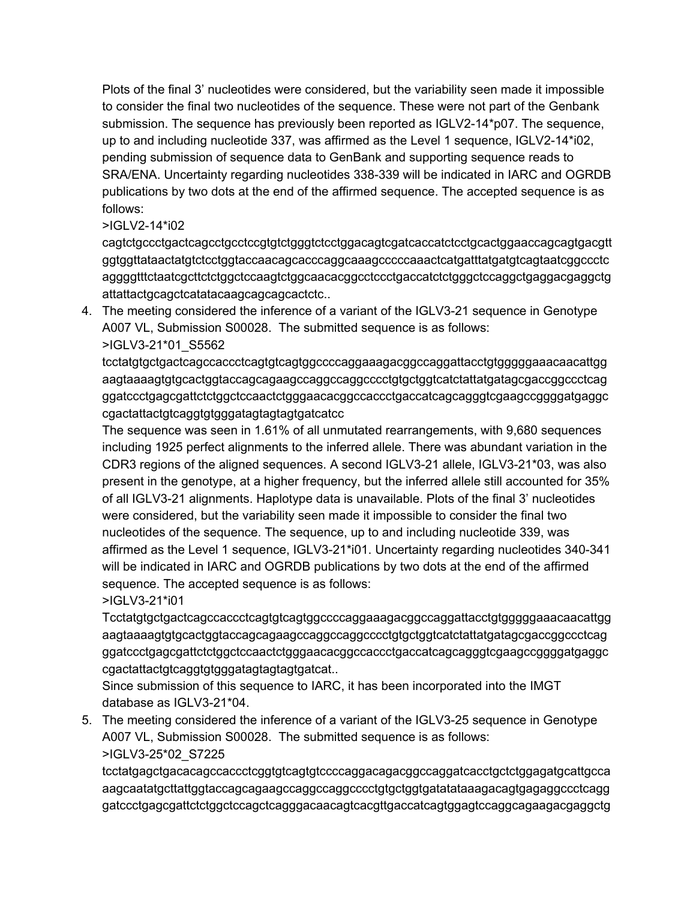Plots of the final 3' nucleotides were considered, but the variability seen made it impossible to consider the final two nucleotides of the sequence. These were not part of the Genbank submission. The sequence has previously been reported as IGLV2-14*p07. The sequence, up to and including nucleotide 337, was affirmed as the Level 1 sequence, IGLV2-14*i02, pending submission of sequence data to GenBank and supporting sequence reads to SRA/ENA. Uncertainty regarding nucleotides 338-339 will be indicated in IARC and OGRDB publications by two dots at the end of the affirmed sequence. The accepted sequence is as follows:

>IGLV2-14*i02
cagtctgccctgactcagcctgcctccgtgtctgggtctcctggacagtcgatcaccatctcctgcactggaaccagcagtgacgttggtggttataactatgtctcctggtaccaacagcacccaggcaaagcccccaaactcatgatttatgatgtcagtaatcggccctcaggggtttctaatcgcttctctggctccaagtctggcaacacggcctccctgaccatctctgggctccaggctgaggacgaggctgattattactgcagctcatatacaagcagcagcactctc..

4. The meeting considered the inference of a variant of the IGLV3-21 sequence in Genotype A007 VL, Submission S00028. The submitted sequence is as follows:

   >IGLV3-21*01_S5562
   tcctatgtgctgactcagccaccctcagtgtcagtggccccaggaaagacggccaggattacctgtgggggaaacaacattggaagtaaaagtgtgcactggtaccagcagaagccaggccaggcccctgtgctggtcatctattatgatagcgaccggccctcagggatccctgagcgattctctggctccaactctgggaacacggccaccctgaccatcagcagggtcgaagccggggatgaggccgactattactgtcaggtgtgggatagtagtagtgatcatcc

   The sequence was seen in 1.61% of all unmutated rearrangements, with 9,680 sequences including 1925 perfect alignments to the inferred allele. There was abundant variation in the CDR3 regions of the aligned sequences. A second IGLV3-21 allele, IGLV3-21*03, was also present in the genotype, at a higher frequency, but the inferred allele still accounted for 35% of all IGLV3-21 alignments. Haplotype data is unavailable. Plots of the final 3' nucleotides were considered, but the variability seen made it impossible to consider the final two nucleotides of the sequence. The sequence, up to and including nucleotide 339, was affirmed as the Level 1 sequence, IGLV3-21*i01. Uncertainty regarding nucleotides 340-341 will be indicated in IARC and OGRDB publications by two dots at the end of the affirmed sequence. The accepted sequence is as follows:

   >IGLV3-21*i01
   Tcctatgtgctgactcagccaccctcagtgtcagtggccccaggaaagacggccaggattacctgtgggggaaacaacattggaagtaaaagtgtgcactggtaccagcagaagccaggccaggcccctgtgctggtcatctattatgatagcgaccggccctcagggatccctgagcgattctctggctccaactctgggaacacggccaccctgaccatcagcagggtcgaagccggggatgaggccgactattactgtcaggtgtgggatagtagtagtgatcat..

   Since submission of this sequence to IARC, it has been incorporated into the IMGT database as IGLV3-21*04.

5. The meeting considered the inference of a variant of the IGLV3-25 sequence in Genotype A007 VL, Submission S00028. The submitted sequence is as follows:

   >IGLV3-25*02_S7225
   tcctatgagctgacacagccaccctcggtgtcagtgtccccaggacagacggccaggatcacctgctctggagatgcattgccaaagcaatatgcttattggtaccagcagaagccaggccaggcccctgtgctggtgatatataaagacagtgagaggccctcagggatccctgagcgattctctggctccagctcagggacaacagtcacgttgaccatcagtggagtccaggcagaagacgaggctg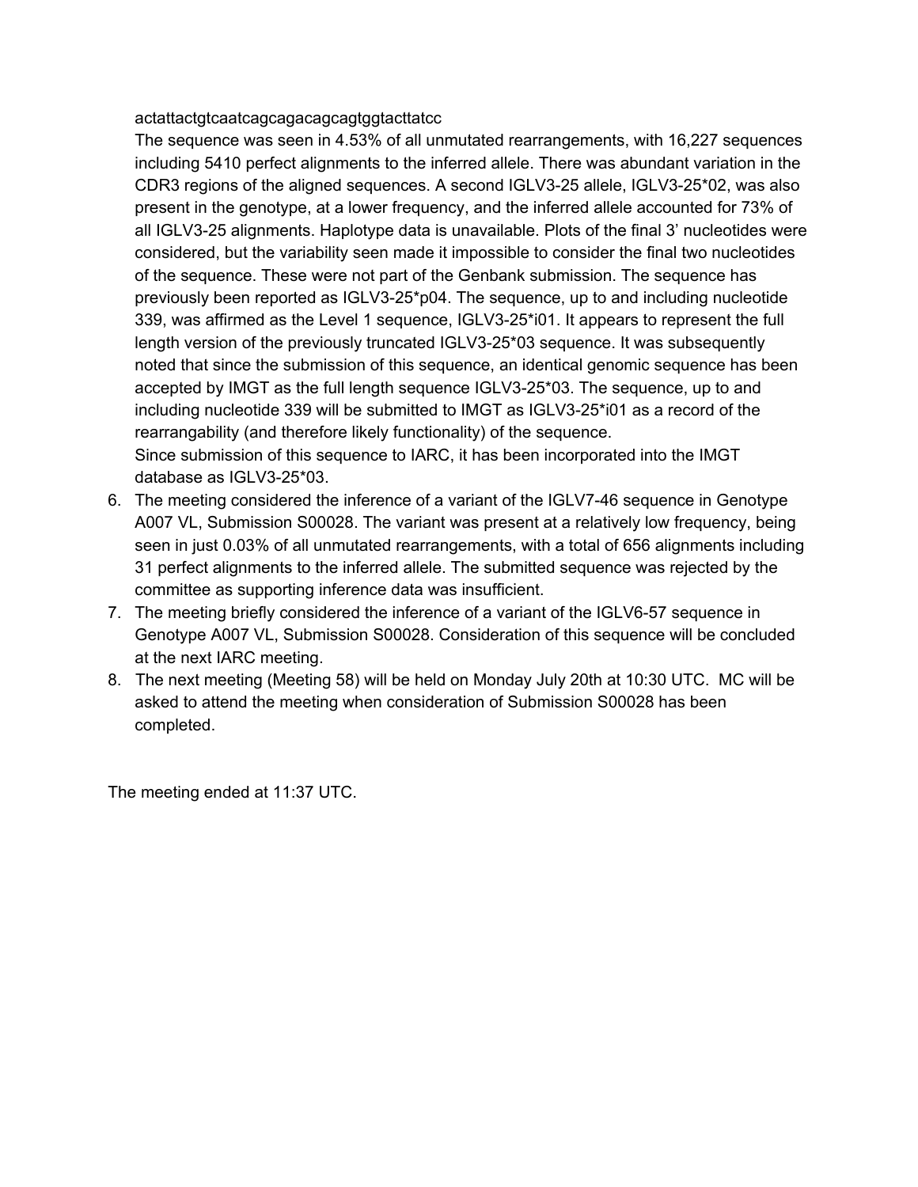actattactgtcaatcagcagacagcagtggtacttatcc

The sequence was seen in 4.53% of all unmutated rearrangements, with 16,227 sequences including 5410 perfect alignments to the inferred allele. There was abundant variation in the CDR3 regions of the aligned sequences. A second IGLV3-25 allele, IGLV3-25*02, was also present in the genotype, at a lower frequency, and the inferred allele accounted for 73% of all IGLV3-25 alignments. Haplotype data is unavailable. Plots of the final 3' nucleotides were considered, but the variability seen made it impossible to consider the final two nucleotides of the sequence. These were not part of the Genbank submission. The sequence has previously been reported as IGLV3-25*p04. The sequence, up to and including nucleotide 339, was affirmed as the Level 1 sequence, IGLV3-25*i01. It appears to represent the full length version of the previously truncated IGLV3-25*03 sequence. It was subsequently noted that since the submission of this sequence, an identical genomic sequence has been accepted by IMGT as the full length sequence IGLV3-25*03. The sequence, up to and including nucleotide 339 will be submitted to IMGT as IGLV3-25*i01 as a record of the rearrangability (and therefore likely functionality) of the sequence.

Since submission of this sequence to IARC, it has been incorporated into the IMGT database as IGLV3-25*03.

6. The meeting considered the inference of a variant of the IGLV7-46 sequence in Genotype A007 VL, Submission S00028. The variant was present at a relatively low frequency, being seen in just 0.03% of all unmutated rearrangements, with a total of 656 alignments including 31 perfect alignments to the inferred allele. The submitted sequence was rejected by the committee as supporting inference data was insufficient.
7. The meeting briefly considered the inference of a variant of the IGLV6-57 sequence in Genotype A007 VL, Submission S00028. Consideration of this sequence will be concluded at the next IARC meeting.
8. The next meeting (Meeting 58) will be held on Monday July 20th at 10:30 UTC. MC will be asked to attend the meeting when consideration of Submission S00028 has been completed.

The meeting ended at 11:37 UTC.